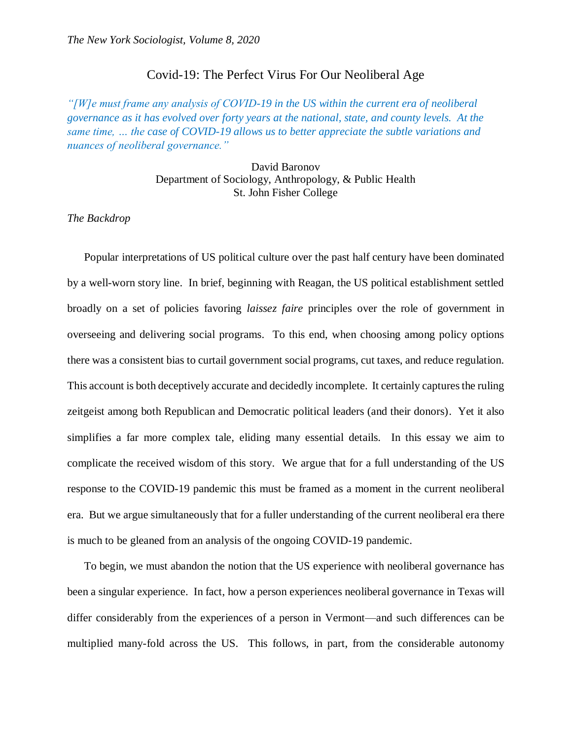# Covid-19: The Perfect Virus For Our Neoliberal Age

*"[W]e must frame any analysis of COVID-19 in the US within the current era of neoliberal governance as it has evolved over forty years at the national, state, and county levels. At the same time, … the case of COVID-19 allows us to better appreciate the subtle variations and nuances of neoliberal governance."*

David Baronov
Department of Sociology, Anthropology, & Public Health
St. John Fisher College

*The Backdrop*

Popular interpretations of US political culture over the past half century have been dominated by a well-worn story line. In brief, beginning with Reagan, the US political establishment settled broadly on a set of policies favoring *laissez faire* principles over the role of government in overseeing and delivering social programs. To this end, when choosing among policy options there was a consistent bias to curtail government social programs, cut taxes, and reduce regulation. This account is both deceptively accurate and decidedly incomplete. It certainly captures the ruling zeitgeist among both Republican and Democratic political leaders (and their donors). Yet it also simplifies a far more complex tale, eliding many essential details. In this essay we aim to complicate the received wisdom of this story. We argue that for a full understanding of the US response to the COVID-19 pandemic this must be framed as a moment in the current neoliberal era. But we argue simultaneously that for a fuller understanding of the current neoliberal era there is much to be gleaned from an analysis of the ongoing COVID-19 pandemic.

To begin, we must abandon the notion that the US experience with neoliberal governance has been a singular experience. In fact, how a person experiences neoliberal governance in Texas will differ considerably from the experiences of a person in Vermont—and such differences can be multiplied many-fold across the US. This follows, in part, from the considerable autonomy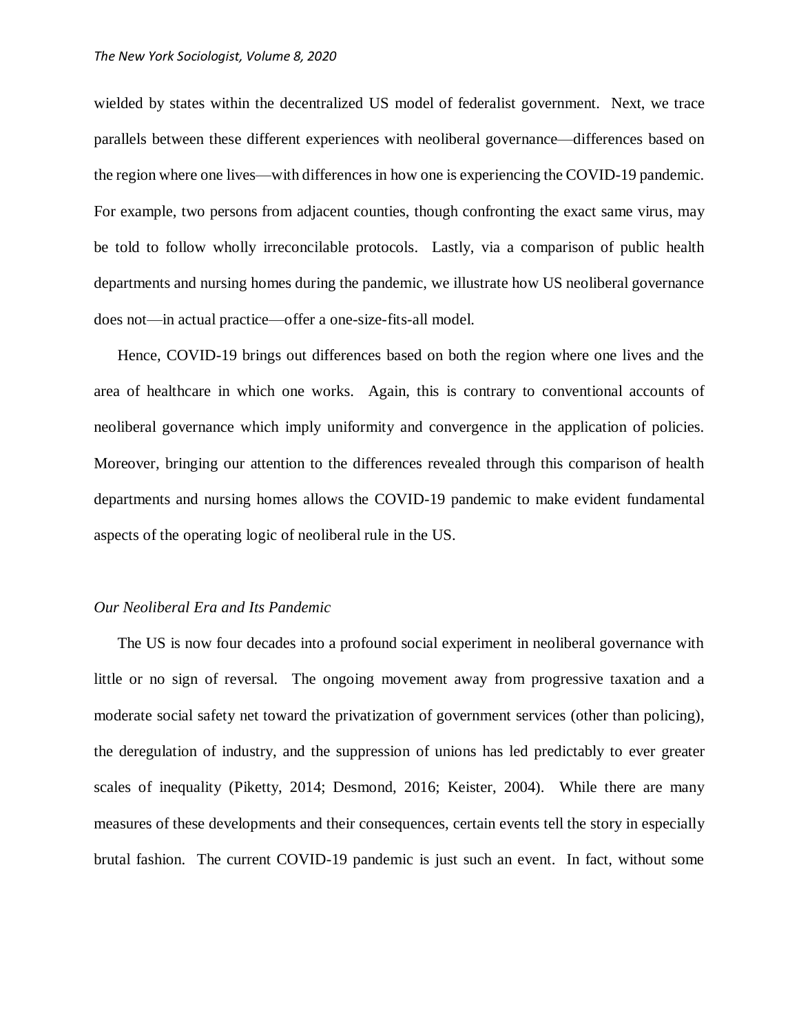wielded by states within the decentralized US model of federalist government. Next, we trace parallels between these different experiences with neoliberal governance—differences based on the region where one lives—with differences in how one is experiencing the COVID-19 pandemic. For example, two persons from adjacent counties, though confronting the exact same virus, may be told to follow wholly irreconcilable protocols. Lastly, via a comparison of public health departments and nursing homes during the pandemic, we illustrate how US neoliberal governance does not—in actual practice—offer a one-size-fits-all model.

Hence, COVID-19 brings out differences based on both the region where one lives and the area of healthcare in which one works. Again, this is contrary to conventional accounts of neoliberal governance which imply uniformity and convergence in the application of policies. Moreover, bringing our attention to the differences revealed through this comparison of health departments and nursing homes allows the COVID-19 pandemic to make evident fundamental aspects of the operating logic of neoliberal rule in the US.

### *Our Neoliberal Era and Its Pandemic*

The US is now four decades into a profound social experiment in neoliberal governance with little or no sign of reversal. The ongoing movement away from progressive taxation and a moderate social safety net toward the privatization of government services (other than policing), the deregulation of industry, and the suppression of unions has led predictably to ever greater scales of inequality (Piketty, 2014; Desmond, 2016; Keister, 2004). While there are many measures of these developments and their consequences, certain events tell the story in especially brutal fashion. The current COVID-19 pandemic is just such an event. In fact, without some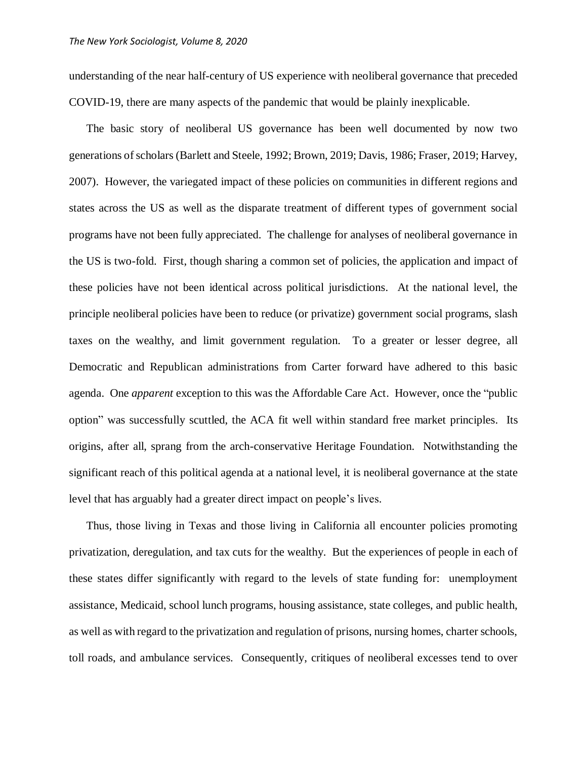understanding of the near half-century of US experience with neoliberal governance that preceded COVID-19, there are many aspects of the pandemic that would be plainly inexplicable.

The basic story of neoliberal US governance has been well documented by now two generations of scholars (Barlett and Steele, 1992; Brown, 2019; Davis, 1986; Fraser, 2019; Harvey, 2007). However, the variegated impact of these policies on communities in different regions and states across the US as well as the disparate treatment of different types of government social programs have not been fully appreciated. The challenge for analyses of neoliberal governance in the US is two-fold. First, though sharing a common set of policies, the application and impact of these policies have not been identical across political jurisdictions. At the national level, the principle neoliberal policies have been to reduce (or privatize) government social programs, slash taxes on the wealthy, and limit government regulation. To a greater or lesser degree, all Democratic and Republican administrations from Carter forward have adhered to this basic agenda. One *apparent* exception to this was the Affordable Care Act. However, once the "public option" was successfully scuttled, the ACA fit well within standard free market principles. Its origins, after all, sprang from the arch-conservative Heritage Foundation. Notwithstanding the significant reach of this political agenda at a national level, it is neoliberal governance at the state level that has arguably had a greater direct impact on people's lives.

Thus, those living in Texas and those living in California all encounter policies promoting privatization, deregulation, and tax cuts for the wealthy. But the experiences of people in each of these states differ significantly with regard to the levels of state funding for: unemployment assistance, Medicaid, school lunch programs, housing assistance, state colleges, and public health, as well as with regard to the privatization and regulation of prisons, nursing homes, charter schools, toll roads, and ambulance services. Consequently, critiques of neoliberal excesses tend to over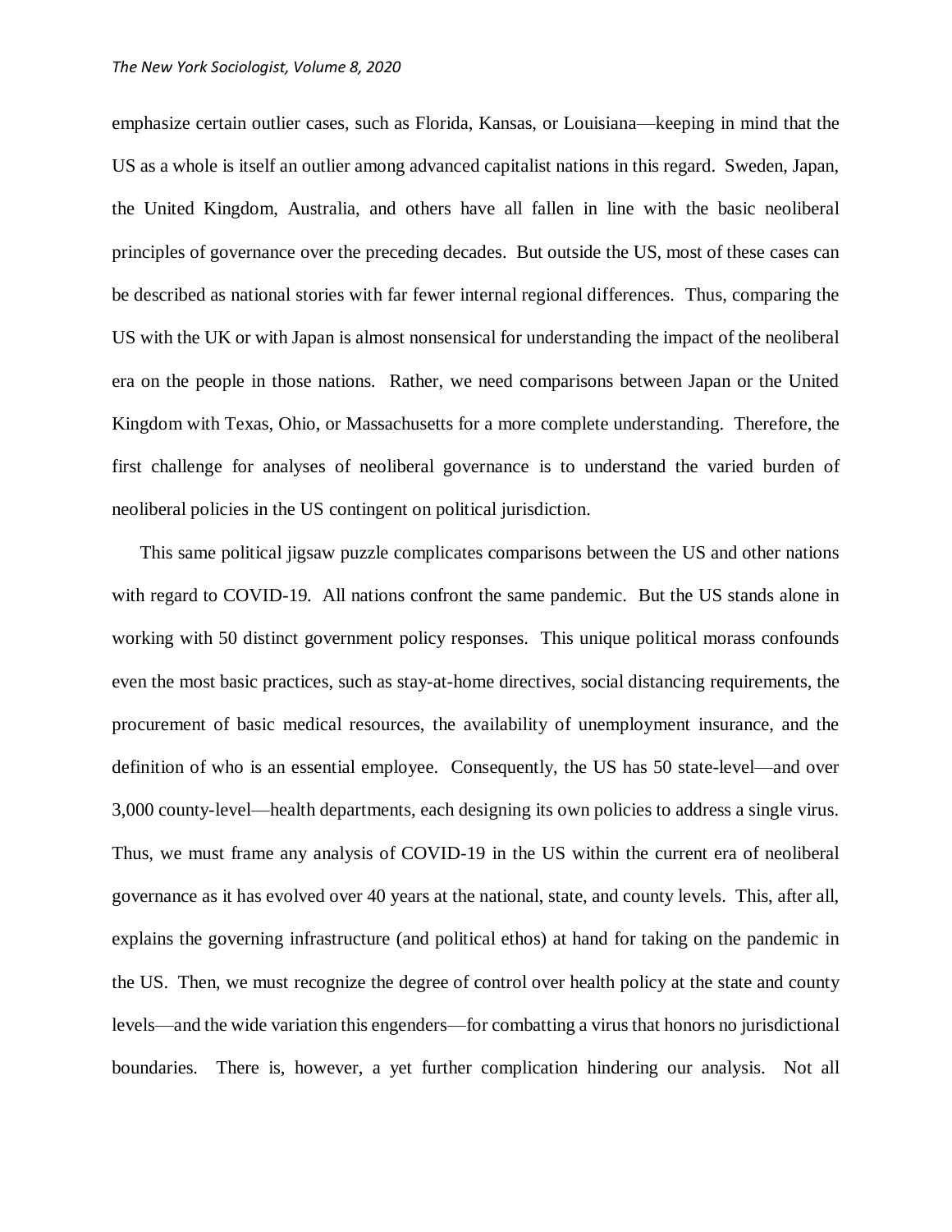emphasize certain outlier cases, such as Florida, Kansas, or Louisiana—keeping in mind that the US as a whole is itself an outlier among advanced capitalist nations in this regard. Sweden, Japan, the United Kingdom, Australia, and others have all fallen in line with the basic neoliberal principles of governance over the preceding decades. But outside the US, most of these cases can be described as national stories with far fewer internal regional differences. Thus, comparing the US with the UK or with Japan is almost nonsensical for understanding the impact of the neoliberal era on the people in those nations. Rather, we need comparisons between Japan or the United Kingdom with Texas, Ohio, or Massachusetts for a more complete understanding. Therefore, the first challenge for analyses of neoliberal governance is to understand the varied burden of neoliberal policies in the US contingent on political jurisdiction.

This same political jigsaw puzzle complicates comparisons between the US and other nations with regard to COVID-19. All nations confront the same pandemic. But the US stands alone in working with 50 distinct government policy responses. This unique political morass confounds even the most basic practices, such as stay-at-home directives, social distancing requirements, the procurement of basic medical resources, the availability of unemployment insurance, and the definition of who is an essential employee. Consequently, the US has 50 state-level—and over 3,000 county-level—health departments, each designing its own policies to address a single virus. Thus, we must frame any analysis of COVID-19 in the US within the current era of neoliberal governance as it has evolved over 40 years at the national, state, and county levels. This, after all, explains the governing infrastructure (and political ethos) at hand for taking on the pandemic in the US. Then, we must recognize the degree of control over health policy at the state and county levels—and the wide variation this engenders—for combatting a virus that honors no jurisdictional boundaries. There is, however, a yet further complication hindering our analysis. Not all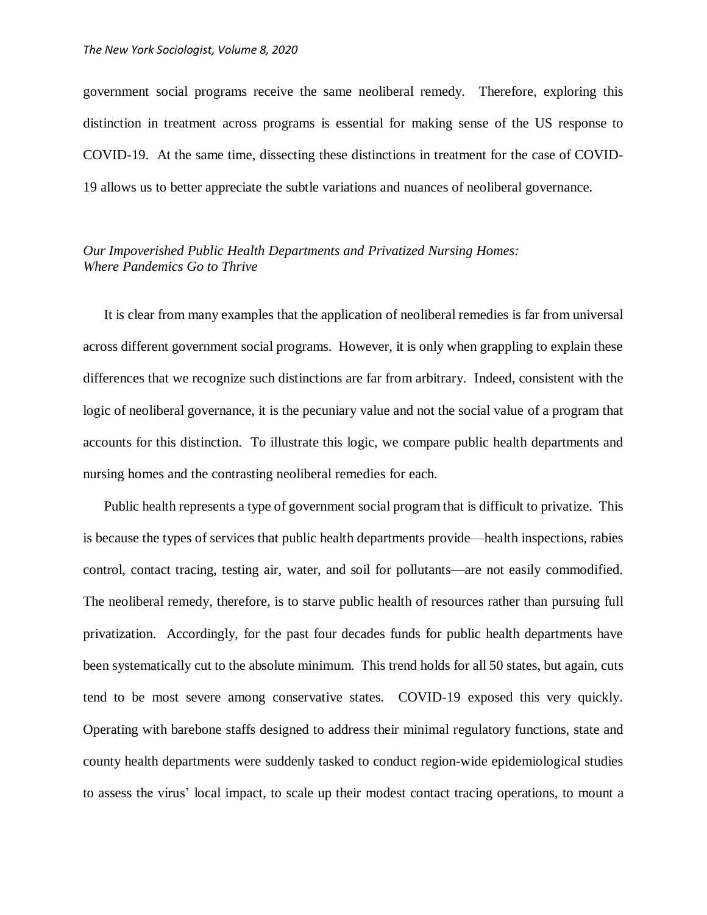government social programs receive the same neoliberal remedy. Therefore, exploring this distinction in treatment across programs is essential for making sense of the US response to COVID-19. At the same time, dissecting these distinctions in treatment for the case of COVID-19 allows us to better appreciate the subtle variations and nuances of neoliberal governance.

### *Our Impoverished Public Health Departments and Privatized Nursing Homes: Where Pandemics Go to Thrive*

It is clear from many examples that the application of neoliberal remedies is far from universal across different government social programs. However, it is only when grappling to explain these differences that we recognize such distinctions are far from arbitrary. Indeed, consistent with the logic of neoliberal governance, it is the pecuniary value and not the social value of a program that accounts for this distinction. To illustrate this logic, we compare public health departments and nursing homes and the contrasting neoliberal remedies for each.

Public health represents a type of government social program that is difficult to privatize. This is because the types of services that public health departments provide—health inspections, rabies control, contact tracing, testing air, water, and soil for pollutants—are not easily commodified. The neoliberal remedy, therefore, is to starve public health of resources rather than pursuing full privatization. Accordingly, for the past four decades funds for public health departments have been systematically cut to the absolute minimum. This trend holds for all 50 states, but again, cuts tend to be most severe among conservative states. COVID-19 exposed this very quickly. Operating with barebone staffs designed to address their minimal regulatory functions, state and county health departments were suddenly tasked to conduct region-wide epidemiological studies to assess the virus' local impact, to scale up their modest contact tracing operations, to mount a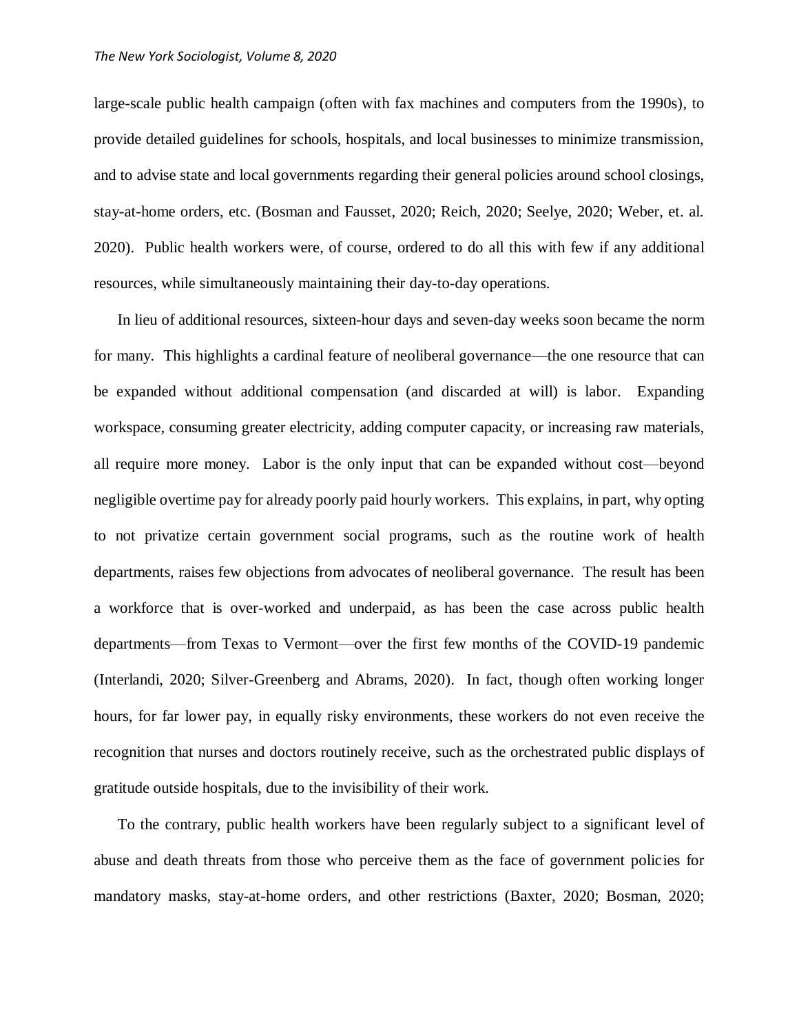large-scale public health campaign (often with fax machines and computers from the 1990s), to provide detailed guidelines for schools, hospitals, and local businesses to minimize transmission, and to advise state and local governments regarding their general policies around school closings, stay-at-home orders, etc. (Bosman and Fausset, 2020; Reich, 2020; Seelye, 2020; Weber, et. al. 2020). Public health workers were, of course, ordered to do all this with few if any additional resources, while simultaneously maintaining their day-to-day operations.

In lieu of additional resources, sixteen-hour days and seven-day weeks soon became the norm for many. This highlights a cardinal feature of neoliberal governance—the one resource that can be expanded without additional compensation (and discarded at will) is labor. Expanding workspace, consuming greater electricity, adding computer capacity, or increasing raw materials, all require more money. Labor is the only input that can be expanded without cost—beyond negligible overtime pay for already poorly paid hourly workers. This explains, in part, why opting to not privatize certain government social programs, such as the routine work of health departments, raises few objections from advocates of neoliberal governance. The result has been a workforce that is over-worked and underpaid, as has been the case across public health departments—from Texas to Vermont—over the first few months of the COVID-19 pandemic (Interlandi, 2020; Silver-Greenberg and Abrams, 2020). In fact, though often working longer hours, for far lower pay, in equally risky environments, these workers do not even receive the recognition that nurses and doctors routinely receive, such as the orchestrated public displays of gratitude outside hospitals, due to the invisibility of their work.

To the contrary, public health workers have been regularly subject to a significant level of abuse and death threats from those who perceive them as the face of government policies for mandatory masks, stay-at-home orders, and other restrictions (Baxter, 2020; Bosman, 2020;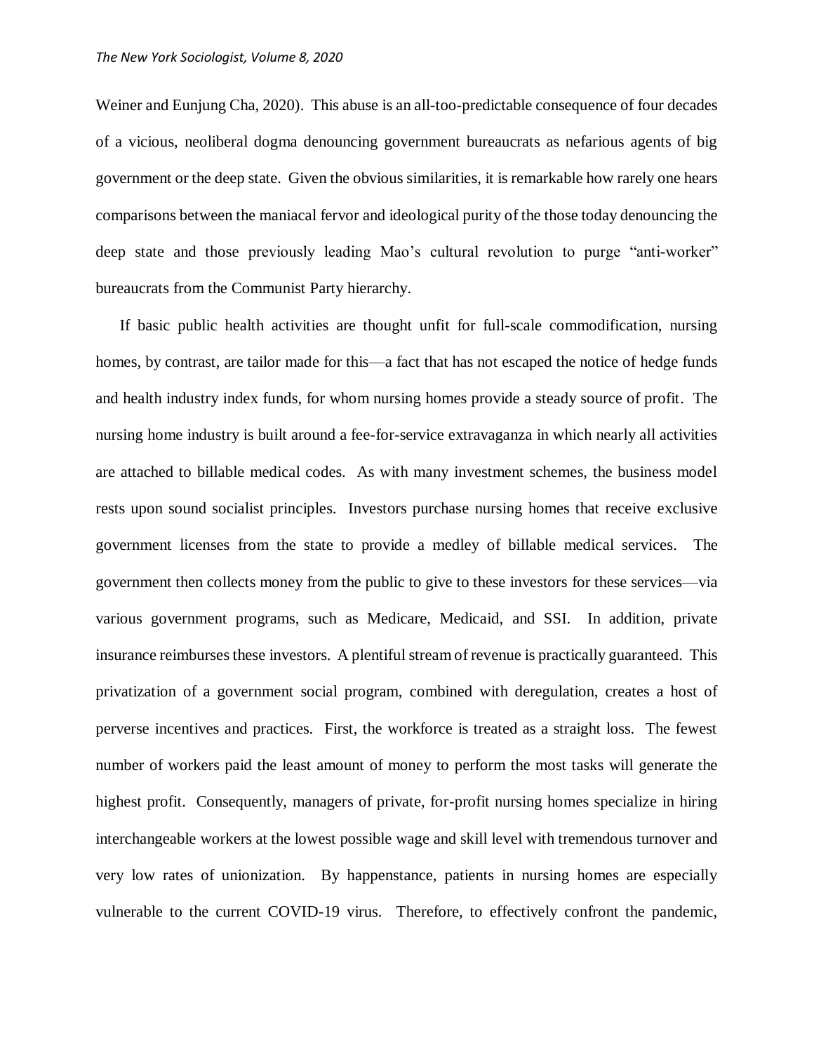Weiner and Eunjung Cha, 2020). This abuse is an all-too-predictable consequence of four decades of a vicious, neoliberal dogma denouncing government bureaucrats as nefarious agents of big government or the deep state. Given the obvious similarities, it is remarkable how rarely one hears comparisons between the maniacal fervor and ideological purity of the those today denouncing the deep state and those previously leading Mao's cultural revolution to purge "anti-worker" bureaucrats from the Communist Party hierarchy.

If basic public health activities are thought unfit for full-scale commodification, nursing homes, by contrast, are tailor made for this—a fact that has not escaped the notice of hedge funds and health industry index funds, for whom nursing homes provide a steady source of profit. The nursing home industry is built around a fee-for-service extravaganza in which nearly all activities are attached to billable medical codes. As with many investment schemes, the business model rests upon sound socialist principles. Investors purchase nursing homes that receive exclusive government licenses from the state to provide a medley of billable medical services. The government then collects money from the public to give to these investors for these services—via various government programs, such as Medicare, Medicaid, and SSI. In addition, private insurance reimburses these investors. A plentiful stream of revenue is practically guaranteed. This privatization of a government social program, combined with deregulation, creates a host of perverse incentives and practices. First, the workforce is treated as a straight loss. The fewest number of workers paid the least amount of money to perform the most tasks will generate the highest profit. Consequently, managers of private, for-profit nursing homes specialize in hiring interchangeable workers at the lowest possible wage and skill level with tremendous turnover and very low rates of unionization. By happenstance, patients in nursing homes are especially vulnerable to the current COVID-19 virus. Therefore, to effectively confront the pandemic,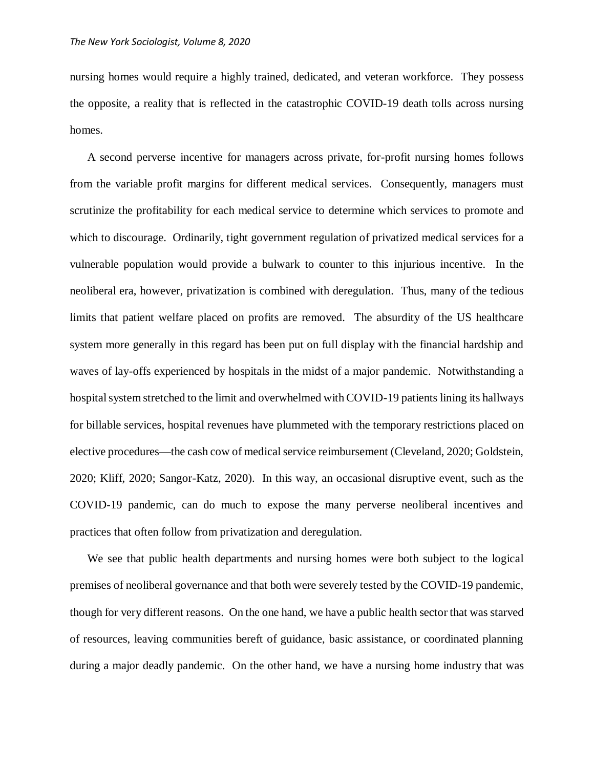nursing homes would require a highly trained, dedicated, and veteran workforce. They possess the opposite, a reality that is reflected in the catastrophic COVID-19 death tolls across nursing homes.

A second perverse incentive for managers across private, for-profit nursing homes follows from the variable profit margins for different medical services. Consequently, managers must scrutinize the profitability for each medical service to determine which services to promote and which to discourage. Ordinarily, tight government regulation of privatized medical services for a vulnerable population would provide a bulwark to counter to this injurious incentive. In the neoliberal era, however, privatization is combined with deregulation. Thus, many of the tedious limits that patient welfare placed on profits are removed. The absurdity of the US healthcare system more generally in this regard has been put on full display with the financial hardship and waves of lay-offs experienced by hospitals in the midst of a major pandemic. Notwithstanding a hospital system stretched to the limit and overwhelmed with COVID-19 patients lining its hallways for billable services, hospital revenues have plummeted with the temporary restrictions placed on elective procedures—the cash cow of medical service reimbursement (Cleveland, 2020; Goldstein, 2020; Kliff, 2020; Sangor-Katz, 2020). In this way, an occasional disruptive event, such as the COVID-19 pandemic, can do much to expose the many perverse neoliberal incentives and practices that often follow from privatization and deregulation.

We see that public health departments and nursing homes were both subject to the logical premises of neoliberal governance and that both were severely tested by the COVID-19 pandemic, though for very different reasons. On the one hand, we have a public health sector that was starved of resources, leaving communities bereft of guidance, basic assistance, or coordinated planning during a major deadly pandemic. On the other hand, we have a nursing home industry that was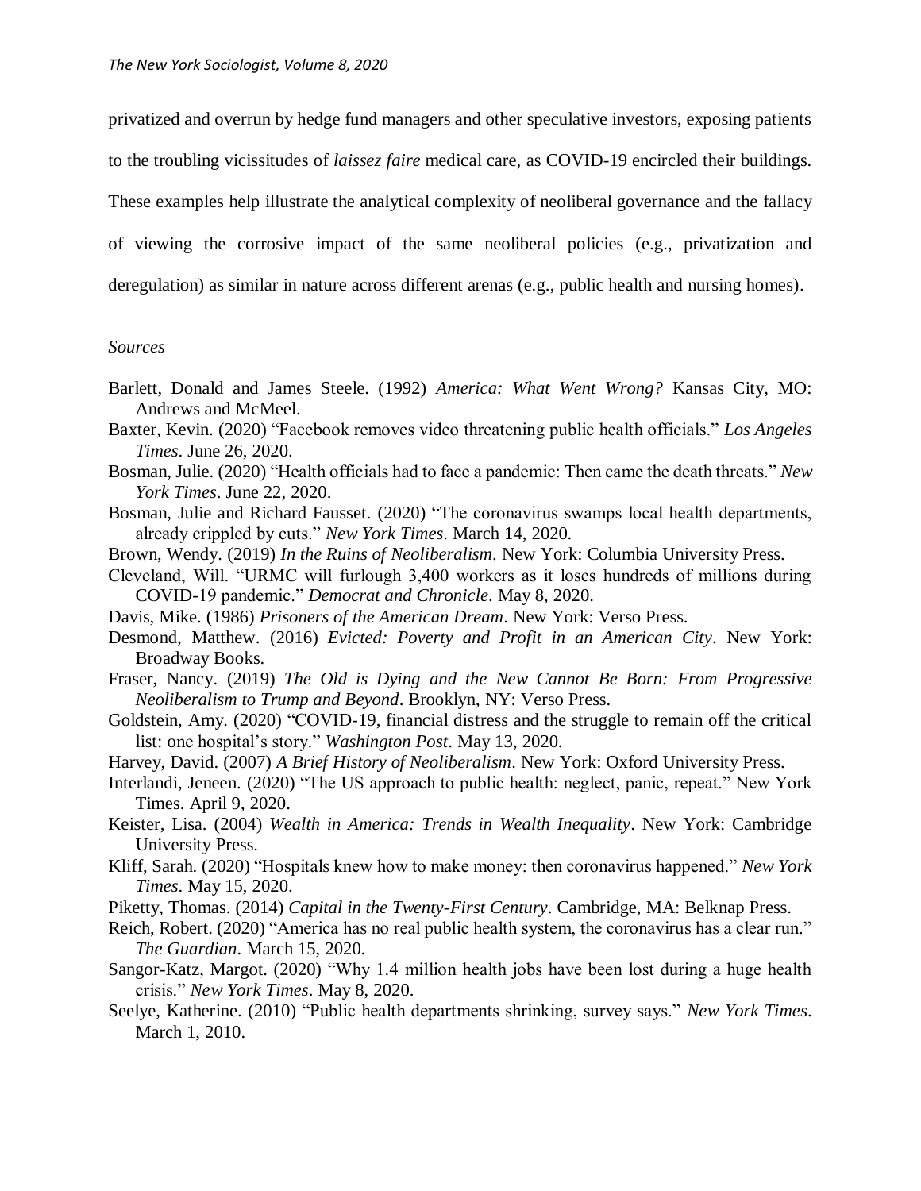privatized and overrun by hedge fund managers and other speculative investors, exposing patients to the troubling vicissitudes of *laissez faire* medical care, as COVID-19 encircled their buildings. These examples help illustrate the analytical complexity of neoliberal governance and the fallacy of viewing the corrosive impact of the same neoliberal policies (e.g., privatization and deregulation) as similar in nature across different arenas (e.g., public health and nursing homes).

*Sources*

Barlett, Donald and James Steele. (1992) *America: What Went Wrong?* Kansas City, MO: Andrews and McMeel.

Baxter, Kevin. (2020) "Facebook removes video threatening public health officials." *Los Angeles Times*. June 26, 2020.

Bosman, Julie. (2020) "Health officials had to face a pandemic: Then came the death threats." *New York Times*. June 22, 2020.

Bosman, Julie and Richard Fausset. (2020) "The coronavirus swamps local health departments, already crippled by cuts." *New York Times*. March 14, 2020.

Brown, Wendy. (2019) *In the Ruins of Neoliberalism*. New York: Columbia University Press.

Cleveland, Will. "URMC will furlough 3,400 workers as it loses hundreds of millions during COVID-19 pandemic." *Democrat and Chronicle*. May 8, 2020.

Davis, Mike. (1986) *Prisoners of the American Dream*. New York: Verso Press.

Desmond, Matthew. (2016) *Evicted: Poverty and Profit in an American City*. New York: Broadway Books.

Fraser, Nancy. (2019) *The Old is Dying and the New Cannot Be Born: From Progressive Neoliberalism to Trump and Beyond*. Brooklyn, NY: Verso Press.

Goldstein, Amy. (2020) "COVID-19, financial distress and the struggle to remain off the critical list: one hospital's story." *Washington Post*. May 13, 2020.

Harvey, David. (2007) *A Brief History of Neoliberalism*. New York: Oxford University Press.

Interlandi, Jeneen. (2020) "The US approach to public health: neglect, panic, repeat." New York Times. April 9, 2020.

Keister, Lisa. (2004) *Wealth in America: Trends in Wealth Inequality*. New York: Cambridge University Press.

Kliff, Sarah. (2020) "Hospitals knew how to make money: then coronavirus happened." *New York Times*. May 15, 2020.

Piketty, Thomas. (2014) *Capital in the Twenty-First Century*. Cambridge, MA: Belknap Press.

Reich, Robert. (2020) "America has no real public health system, the coronavirus has a clear run." *The Guardian*. March 15, 2020.

Sangor-Katz, Margot. (2020) "Why 1.4 million health jobs have been lost during a huge health crisis." *New York Times*. May 8, 2020.

Seelye, Katherine. (2010) "Public health departments shrinking, survey says." *New York Times*. March 1, 2010.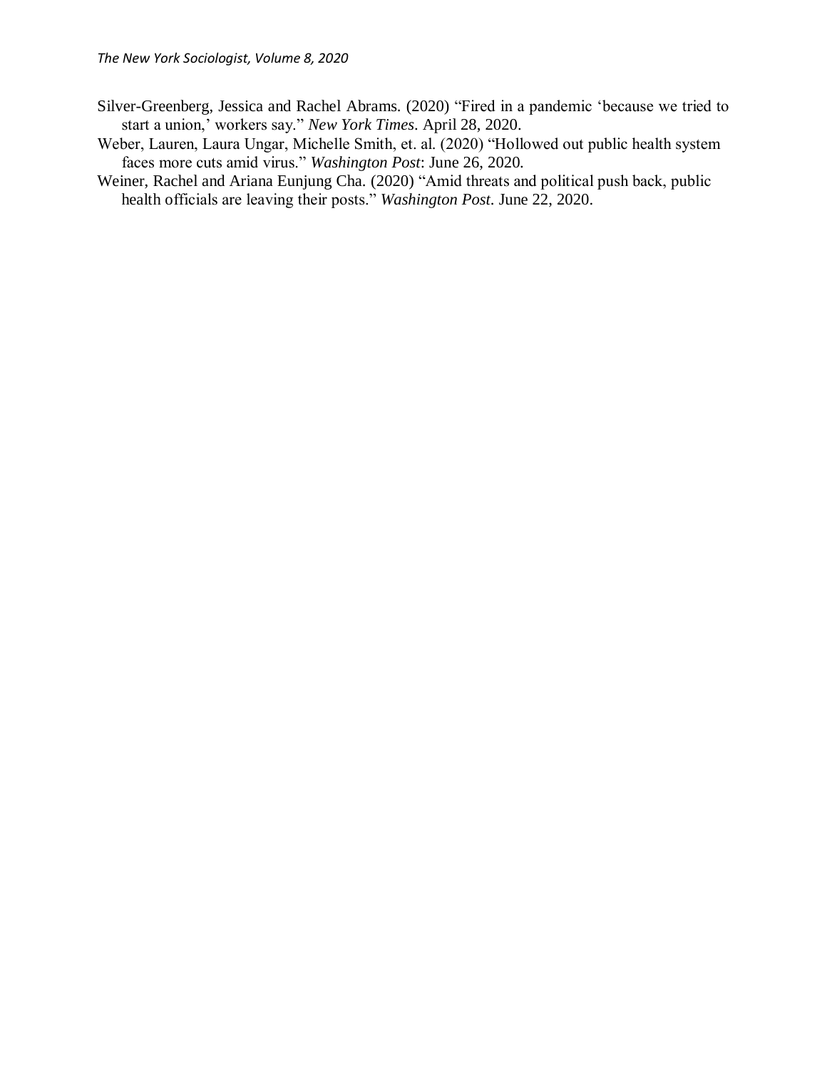Silver-Greenberg, Jessica and Rachel Abrams. (2020) "Fired in a pandemic 'because we tried to start a union,' workers say." *New York Times*. April 28, 2020.

Weber, Lauren, Laura Ungar, Michelle Smith, et. al. (2020) "Hollowed out public health system faces more cuts amid virus." *Washington Post*: June 26, 2020.

Weiner, Rachel and Ariana Eunjung Cha. (2020) "Amid threats and political push back, public health officials are leaving their posts." *Washington Post*. June 22, 2020.